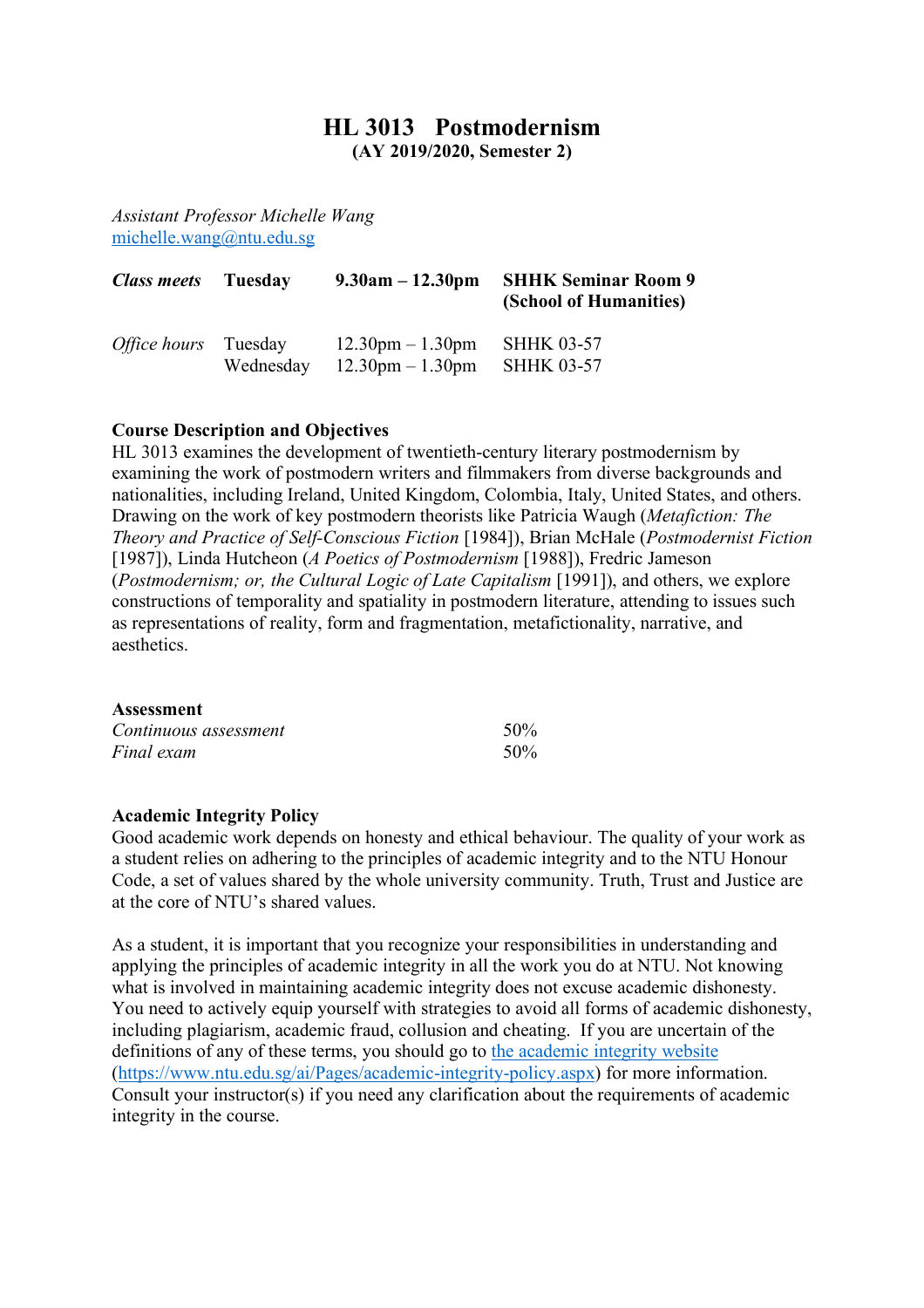# HL 3013 Postmodernism

**(AY 2019/2020, Semester 2)**

*Assistant Professor Michelle Wang*
[michelle.wang@ntu.edu.sg](mailto:michelle.wang@ntu.edu.sg)

| | | | |
|---|---|---|---|
| ***Class meets*** | **Tuesday** | **9.30am – 12.30pm** | **SHHK Seminar Room 9 (School of Humanities)** |
| *Office hours* | Tuesday | 12.30pm – 1.30pm | SHHK 03-57 |
| | Wednesday | 12.30pm – 1.30pm | SHHK 03-57 |

**Course Description and Objectives**

HL 3013 examines the development of twentieth-century literary postmodernism by examining the work of postmodern writers and filmmakers from diverse backgrounds and nationalities, including Ireland, United Kingdom, Colombia, Italy, United States, and others. Drawing on the work of key postmodern theorists like Patricia Waugh (*Metafiction: The Theory and Practice of Self-Conscious Fiction* [1984]), Brian McHale (*Postmodernist Fiction* [1987]), Linda Hutcheon (*A Poetics of Postmodernism* [1988]), Fredric Jameson (*Postmodernism; or, the Cultural Logic of Late Capitalism* [1991]), and others, we explore constructions of temporality and spatiality in postmodern literature, attending to issues such as representations of reality, form and fragmentation, metafictionality, narrative, and aesthetics.

**Assessment**

| | |
|---|---|
| *Continuous assessment* | 50% |
| *Final exam* | 50% |

**Academic Integrity Policy**

Good academic work depends on honesty and ethical behaviour. The quality of your work as a student relies on adhering to the principles of academic integrity and to the NTU Honour Code, a set of values shared by the whole university community. Truth, Trust and Justice are at the core of NTU's shared values.

As a student, it is important that you recognize your responsibilities in understanding and applying the principles of academic integrity in all the work you do at NTU. Not knowing what is involved in maintaining academic integrity does not excuse academic dishonesty. You need to actively equip yourself with strategies to avoid all forms of academic dishonesty, including plagiarism, academic fraud, collusion and cheating. If you are uncertain of the definitions of any of these terms, you should go to [the academic integrity website](https://www.ntu.edu.sg/ai/Pages/academic-integrity-policy.aspx) (https://www.ntu.edu.sg/ai/Pages/academic-integrity-policy.aspx) for more information. Consult your instructor(s) if you need any clarification about the requirements of academic integrity in the course.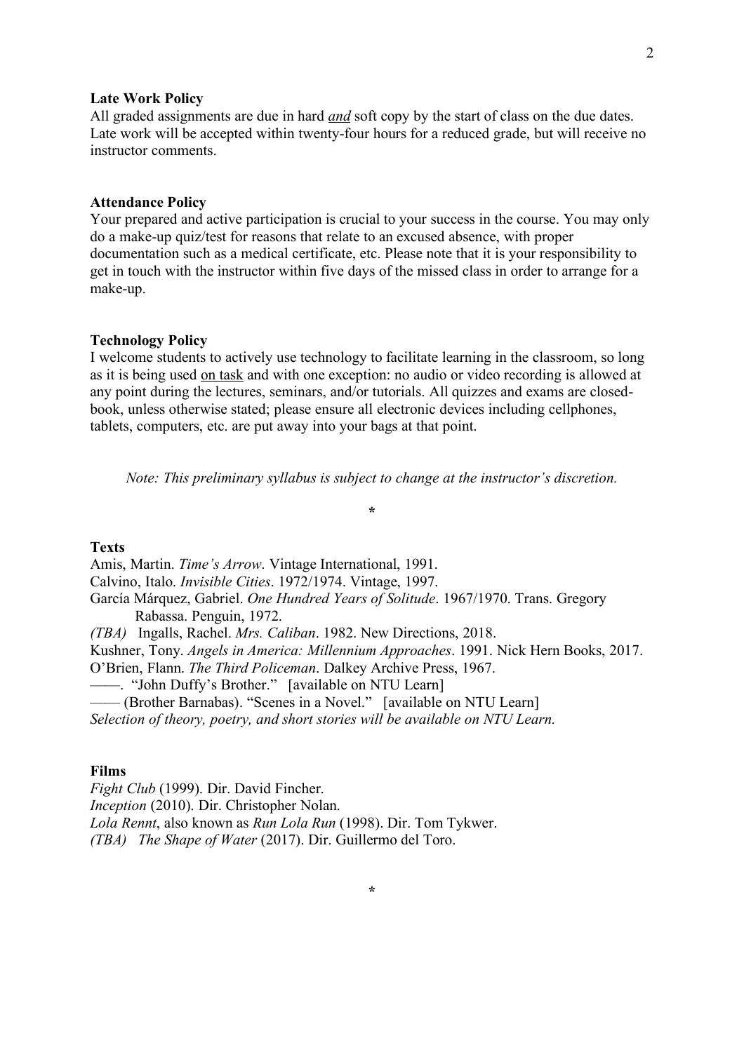### Late Work Policy

All graded assignments are due in hard ***and*** soft copy by the start of class on the due dates. Late work will be accepted within twenty-four hours for a reduced grade, but will receive no instructor comments.

### Attendance Policy

Your prepared and active participation is crucial to your success in the course. You may only do a make-up quiz/test for reasons that relate to an excused absence, with proper documentation such as a medical certificate, etc. Please note that it is your responsibility to get in touch with the instructor within five days of the missed class in order to arrange for a make-up.

### Technology Policy

I welcome students to actively use technology to facilitate learning in the classroom, so long as it is being used on task and with one exception: no audio or video recording is allowed at any point during the lectures, seminars, and/or tutorials. All quizzes and exams are closed-book, unless otherwise stated; please ensure all electronic devices including cellphones, tablets, computers, etc. are put away into your bags at that point.

*Note: This preliminary syllabus is subject to change at the instructor's discretion.*

*

### Texts

Amis, Martin. *Time's Arrow*. Vintage International, 1991.
Calvino, Italo. *Invisible Cities*. 1972/1974. Vintage, 1997.
García Márquez, Gabriel. *One Hundred Years of Solitude*. 1967/1970. Trans. Gregory Rabassa. Penguin, 1972.
*(TBA)* Ingalls, Rachel. *Mrs. Caliban*. 1982. New Directions, 2018.
Kushner, Tony. *Angels in America: Millennium Approaches*. 1991. Nick Hern Books, 2017.
O'Brien, Flann. *The Third Policeman*. Dalkey Archive Press, 1967.
——. "John Duffy's Brother." [available on NTU Learn]
—— (Brother Barnabas). "Scenes in a Novel." [available on NTU Learn]
*Selection of theory, poetry, and short stories will be available on NTU Learn.*

### Films

*Fight Club* (1999). Dir. David Fincher.
*Inception* (2010). Dir. Christopher Nolan.
*Lola Rennt*, also known as *Run Lola Run* (1998). Dir. Tom Tykwer.
*(TBA) The Shape of Water* (2017). Dir. Guillermo del Toro.

*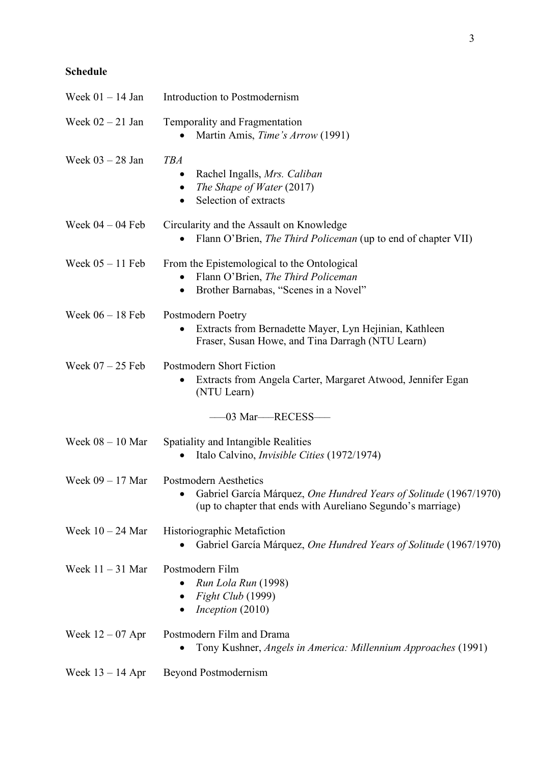**Schedule**

Week 01 – 14 Jan Introduction to Postmodernism

Week 02 – 21 Jan Temporality and Fragmentation
- Martin Amis, *Time's Arrow* (1991)

Week 03 – 28 Jan *TBA*
- Rachel Ingalls, *Mrs. Caliban*
- *The Shape of Water* (2017)
- Selection of extracts

Week 04 – 04 Feb Circularity and the Assault on Knowledge
- Flann O'Brien, *The Third Policeman* (up to end of chapter VII)

Week 05 – 11 Feb From the Epistemological to the Ontological
- Flann O'Brien, *The Third Policeman*
- Brother Barnabas, "Scenes in a Novel"

Week 06 – 18 Feb Postmodern Poetry
- Extracts from Bernadette Mayer, Lyn Hejinian, Kathleen Fraser, Susan Howe, and Tina Darragh (NTU Learn)

Week 07 – 25 Feb Postmodern Short Fiction
- Extracts from Angela Carter, Margaret Atwood, Jennifer Egan (NTU Learn)

——03 Mar——RECESS——

Week 08 – 10 Mar Spatiality and Intangible Realities
- Italo Calvino, *Invisible Cities* (1972/1974)

Week 09 – 17 Mar Postmodern Aesthetics
- Gabriel García Márquez, *One Hundred Years of Solitude* (1967/1970) (up to chapter that ends with Aureliano Segundo's marriage)

Week 10 – 24 Mar Historiographic Metafiction
- Gabriel García Márquez, *One Hundred Years of Solitude* (1967/1970)

Week 11 – 31 Mar Postmodern Film
- *Run Lola Run* (1998)
- *Fight Club* (1999)
- *Inception* (2010)

Week 12 – 07 Apr Postmodern Film and Drama
- Tony Kushner, *Angels in America: Millennium Approaches* (1991)

Week 13 – 14 Apr Beyond Postmodernism